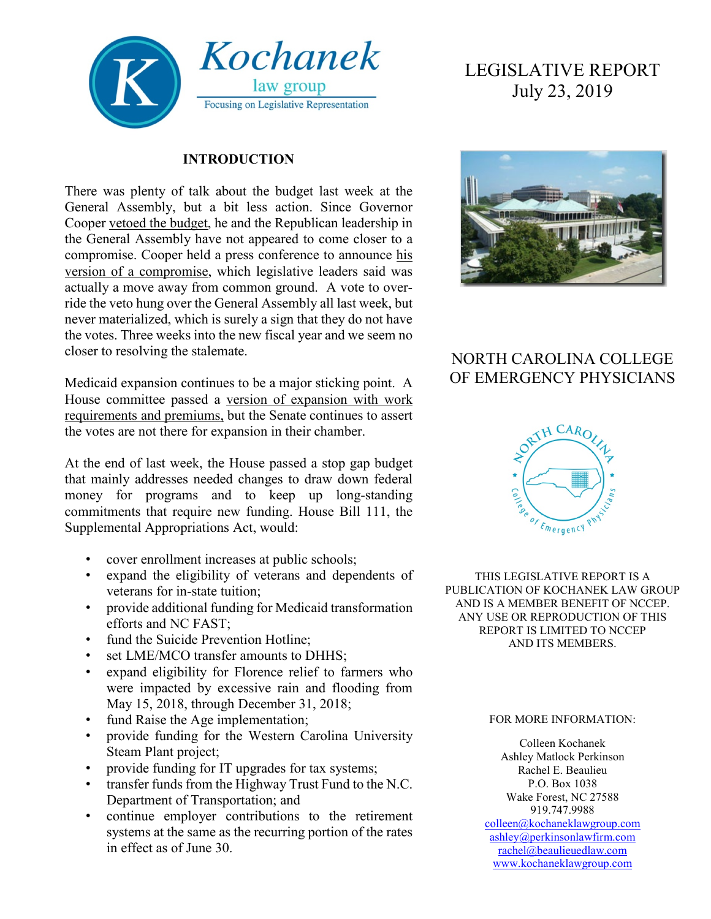Kochanek law group
Focusing on Legislative Representation

# LEGISLATIVE REPORT
July 23, 2019

## NORTH CAROLINA COLLEGE OF EMERGENCY PHYSICIANS

THIS LEGISLATIVE REPORT IS A PUBLICATION OF KOCHANEK LAW GROUP AND IS A MEMBER BENEFIT OF NCCEP. ANY USE OR REPRODUCTION OF THIS REPORT IS LIMITED TO NCCEP AND ITS MEMBERS.

FOR MORE INFORMATION:

Colleen Kochanek
Ashley Matlock Perkinson
Rachel E. Beaulieu
P.O. Box 1038
Wake Forest, NC 27588
919.747.9988
colleen@kochaneklawgroup.com
ashley@perkinsonlawfirm.com
rachel@beaulieuedlaw.com
www.kochaneklawgroup.com

### INTRODUCTION

There was plenty of talk about the budget last week at the General Assembly, but a bit less action. Since Governor Cooper vetoed the budget, he and the Republican leadership in the General Assembly have not appeared to come closer to a compromise. Cooper held a press conference to announce his version of a compromise, which legislative leaders said was actually a move away from common ground. A vote to override the veto hung over the General Assembly all last week, but never materialized, which is surely a sign that they do not have the votes. Three weeks into the new fiscal year and we seem no closer to resolving the stalemate.

Medicaid expansion continues to be a major sticking point. A House committee passed a version of expansion with work requirements and premiums, but the Senate continues to assert the votes are not there for expansion in their chamber.

At the end of last week, the House passed a stop gap budget that mainly addresses needed changes to draw down federal money for programs and to keep up long-standing commitments that require new funding. House Bill 111, the Supplemental Appropriations Act, would:

- cover enrollment increases at public schools;
- expand the eligibility of veterans and dependents of veterans for in-state tuition;
- provide additional funding for Medicaid transformation efforts and NC FAST;
- fund the Suicide Prevention Hotline;
- set LME/MCO transfer amounts to DHHS;
- expand eligibility for Florence relief to farmers who were impacted by excessive rain and flooding from May 15, 2018, through December 31, 2018;
- fund Raise the Age implementation;
- provide funding for the Western Carolina University Steam Plant project;
- provide funding for IT upgrades for tax systems;
- transfer funds from the Highway Trust Fund to the N.C. Department of Transportation; and
- continue employer contributions to the retirement systems at the same as the recurring portion of the rates in effect as of June 30.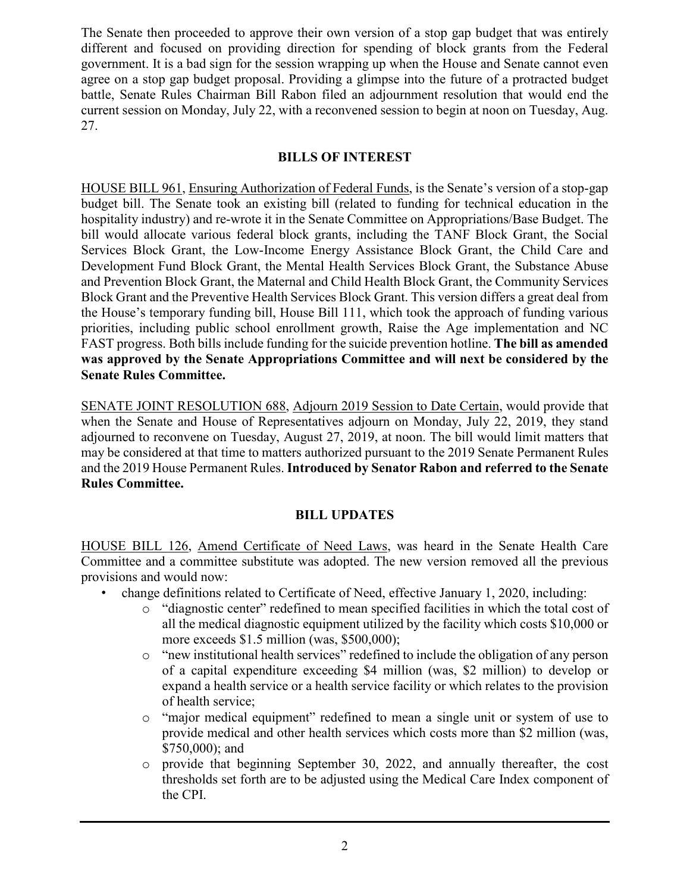The Senate then proceeded to approve their own version of a stop gap budget that was entirely different and focused on providing direction for spending of block grants from the Federal government. It is a bad sign for the session wrapping up when the House and Senate cannot even agree on a stop gap budget proposal. Providing a glimpse into the future of a protracted budget battle, Senate Rules Chairman Bill Rabon filed an adjournment resolution that would end the current session on Monday, July 22, with a reconvened session to begin at noon on Tuesday, Aug. 27.

## BILLS OF INTEREST

HOUSE BILL 961, Ensuring Authorization of Federal Funds, is the Senate's version of a stop-gap budget bill. The Senate took an existing bill (related to funding for technical education in the hospitality industry) and re-wrote it in the Senate Committee on Appropriations/Base Budget. The bill would allocate various federal block grants, including the TANF Block Grant, the Social Services Block Grant, the Low-Income Energy Assistance Block Grant, the Child Care and Development Fund Block Grant, the Mental Health Services Block Grant, the Substance Abuse and Prevention Block Grant, the Maternal and Child Health Block Grant, the Community Services Block Grant and the Preventive Health Services Block Grant. This version differs a great deal from the House's temporary funding bill, House Bill 111, which took the approach of funding various priorities, including public school enrollment growth, Raise the Age implementation and NC FAST progress. Both bills include funding for the suicide prevention hotline. **The bill as amended was approved by the Senate Appropriations Committee and will next be considered by the Senate Rules Committee.**

SENATE JOINT RESOLUTION 688, Adjourn 2019 Session to Date Certain, would provide that when the Senate and House of Representatives adjourn on Monday, July 22, 2019, they stand adjourned to reconvene on Tuesday, August 27, 2019, at noon. The bill would limit matters that may be considered at that time to matters authorized pursuant to the 2019 Senate Permanent Rules and the 2019 House Permanent Rules. **Introduced by Senator Rabon and referred to the Senate Rules Committee.**

## BILL UPDATES

HOUSE BILL 126, Amend Certificate of Need Laws, was heard in the Senate Health Care Committee and a committee substitute was adopted. The new version removed all the previous provisions and would now:

- change definitions related to Certificate of Need, effective January 1, 2020, including:
  - "diagnostic center" redefined to mean specified facilities in which the total cost of all the medical diagnostic equipment utilized by the facility which costs $10,000 or more exceeds $1.5 million (was, $500,000);
  - "new institutional health services" redefined to include the obligation of any person of a capital expenditure exceeding $4 million (was, $2 million) to develop or expand a health service or a health service facility or which relates to the provision of health service;
  - "major medical equipment" redefined to mean a single unit or system of use to provide medical and other health services which costs more than $2 million (was, $750,000); and
  - provide that beginning September 30, 2022, and annually thereafter, the cost thresholds set forth are to be adjusted using the Medical Care Index component of the CPI.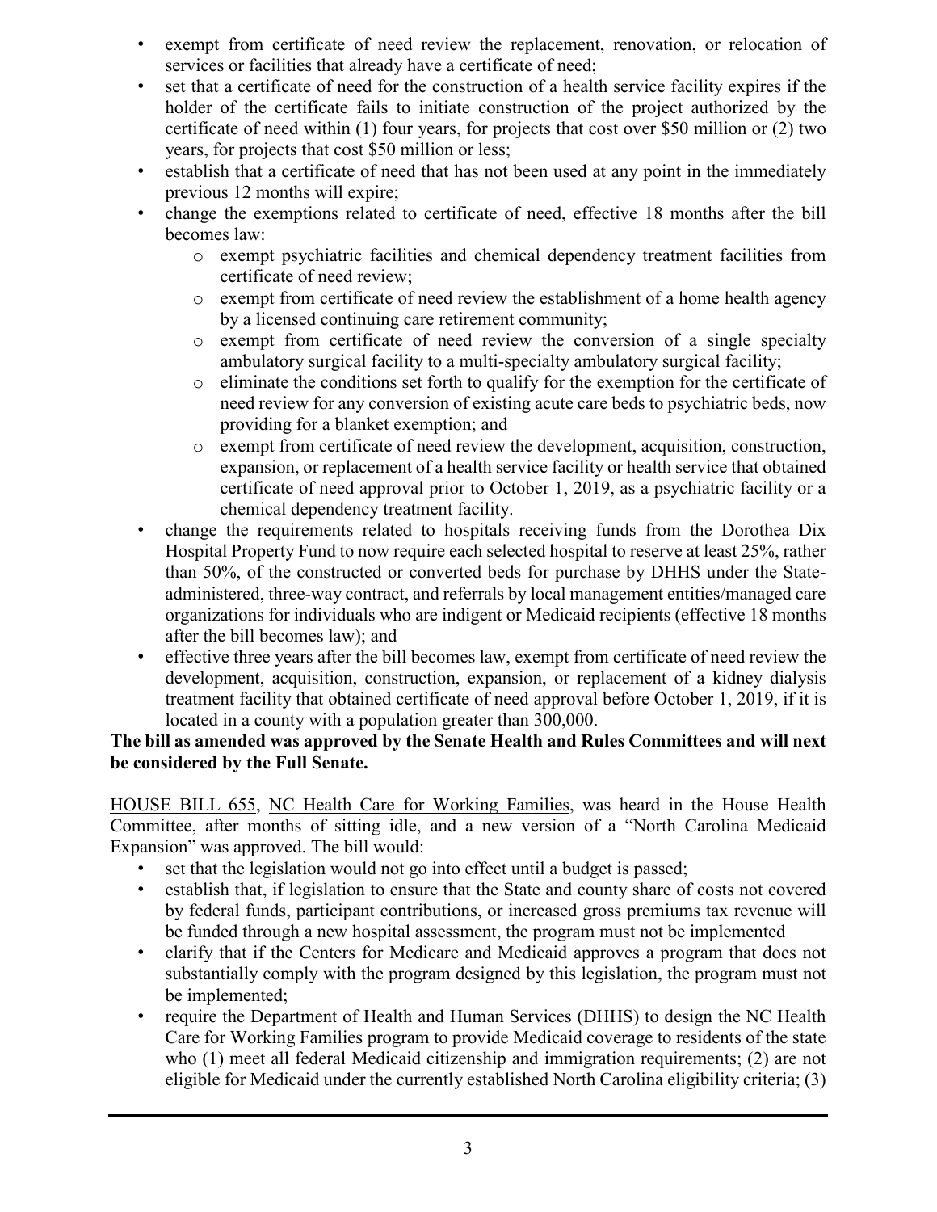- exempt from certificate of need review the replacement, renovation, or relocation of services or facilities that already have a certificate of need;
- set that a certificate of need for the construction of a health service facility expires if the holder of the certificate fails to initiate construction of the project authorized by the certificate of need within (1) four years, for projects that cost over $50 million or (2) two years, for projects that cost $50 million or less;
- establish that a certificate of need that has not been used at any point in the immediately previous 12 months will expire;
- change the exemptions related to certificate of need, effective 18 months after the bill becomes law:
  - exempt psychiatric facilities and chemical dependency treatment facilities from certificate of need review;
  - exempt from certificate of need review the establishment of a home health agency by a licensed continuing care retirement community;
  - exempt from certificate of need review the conversion of a single specialty ambulatory surgical facility to a multi-specialty ambulatory surgical facility;
  - eliminate the conditions set forth to qualify for the exemption for the certificate of need review for any conversion of existing acute care beds to psychiatric beds, now providing for a blanket exemption; and
  - exempt from certificate of need review the development, acquisition, construction, expansion, or replacement of a health service facility or health service that obtained certificate of need approval prior to October 1, 2019, as a psychiatric facility or a chemical dependency treatment facility.
- change the requirements related to hospitals receiving funds from the Dorothea Dix Hospital Property Fund to now require each selected hospital to reserve at least 25%, rather than 50%, of the constructed or converted beds for purchase by DHHS under the State-administered, three-way contract, and referrals by local management entities/managed care organizations for individuals who are indigent or Medicaid recipients (effective 18 months after the bill becomes law); and
- effective three years after the bill becomes law, exempt from certificate of need review the development, acquisition, construction, expansion, or replacement of a kidney dialysis treatment facility that obtained certificate of need approval before October 1, 2019, if it is located in a county with a population greater than 300,000.

**The bill as amended was approved by the Senate Health and Rules Committees and will next be considered by the Full Senate.**

HOUSE BILL 655, NC Health Care for Working Families, was heard in the House Health Committee, after months of sitting idle, and a new version of a "North Carolina Medicaid Expansion" was approved. The bill would:

- set that the legislation would not go into effect until a budget is passed;
- establish that, if legislation to ensure that the State and county share of costs not covered by federal funds, participant contributions, or increased gross premiums tax revenue will be funded through a new hospital assessment, the program must not be implemented
- clarify that if the Centers for Medicare and Medicaid approves a program that does not substantially comply with the program designed by this legislation, the program must not be implemented;
- require the Department of Health and Human Services (DHHS) to design the NC Health Care for Working Families program to provide Medicaid coverage to residents of the state who (1) meet all federal Medicaid citizenship and immigration requirements; (2) are not eligible for Medicaid under the currently established North Carolina eligibility criteria; (3)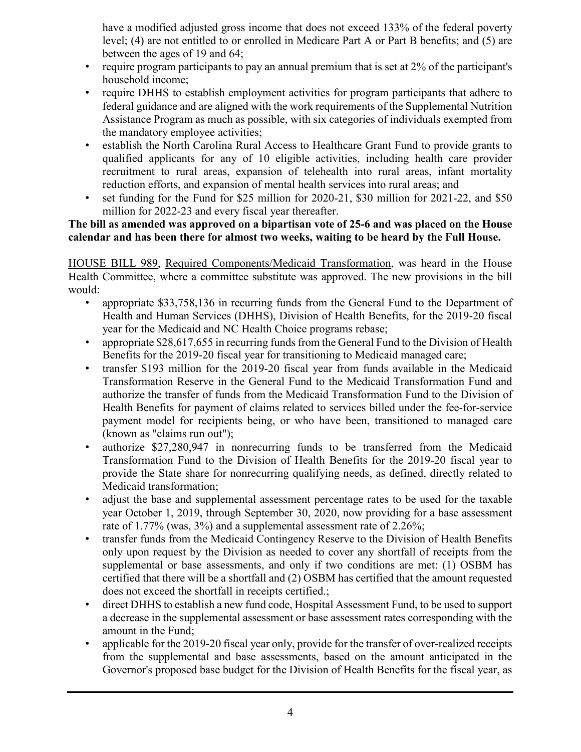have a modified adjusted gross income that does not exceed 133% of the federal poverty level; (4) are not entitled to or enrolled in Medicare Part A or Part B benefits; and (5) are between the ages of 19 and 64;

- require program participants to pay an annual premium that is set at 2% of the participant's household income;
- require DHHS to establish employment activities for program participants that adhere to federal guidance and are aligned with the work requirements of the Supplemental Nutrition Assistance Program as much as possible, with six categories of individuals exempted from the mandatory employee activities;
- establish the North Carolina Rural Access to Healthcare Grant Fund to provide grants to qualified applicants for any of 10 eligible activities, including health care provider recruitment to rural areas, expansion of telehealth into rural areas, infant mortality reduction efforts, and expansion of mental health services into rural areas; and
- set funding for the Fund for $25 million for 2020-21, $30 million for 2021-22, and $50 million for 2022-23 and every fiscal year thereafter.

**The bill as amended was approved on a bipartisan vote of 25-6 and was placed on the House calendar and has been there for almost two weeks, waiting to be heard by the Full House.**

HOUSE BILL 989, Required Components/Medicaid Transformation, was heard in the House Health Committee, where a committee substitute was approved. The new provisions in the bill would:

- appropriate $33,758,136 in recurring funds from the General Fund to the Department of Health and Human Services (DHHS), Division of Health Benefits, for the 2019-20 fiscal year for the Medicaid and NC Health Choice programs rebase;
- appropriate $28,617,655 in recurring funds from the General Fund to the Division of Health Benefits for the 2019-20 fiscal year for transitioning to Medicaid managed care;
- transfer $193 million for the 2019-20 fiscal year from funds available in the Medicaid Transformation Reserve in the General Fund to the Medicaid Transformation Fund and authorize the transfer of funds from the Medicaid Transformation Fund to the Division of Health Benefits for payment of claims related to services billed under the fee-for-service payment model for recipients being, or who have been, transitioned to managed care (known as "claims run out");
- authorize $27,280,947 in nonrecurring funds to be transferred from the Medicaid Transformation Fund to the Division of Health Benefits for the 2019-20 fiscal year to provide the State share for nonrecurring qualifying needs, as defined, directly related to Medicaid transformation;
- adjust the base and supplemental assessment percentage rates to be used for the taxable year October 1, 2019, through September 30, 2020, now providing for a base assessment rate of 1.77% (was, 3%) and a supplemental assessment rate of 2.26%;
- transfer funds from the Medicaid Contingency Reserve to the Division of Health Benefits only upon request by the Division as needed to cover any shortfall of receipts from the supplemental or base assessments, and only if two conditions are met: (1) OSBM has certified that there will be a shortfall and (2) OSBM has certified that the amount requested does not exceed the shortfall in receipts certified.;
- direct DHHS to establish a new fund code, Hospital Assessment Fund, to be used to support a decrease in the supplemental assessment or base assessment rates corresponding with the amount in the Fund;
- applicable for the 2019-20 fiscal year only, provide for the transfer of over-realized receipts from the supplemental and base assessments, based on the amount anticipated in the Governor's proposed base budget for the Division of Health Benefits for the fiscal year, as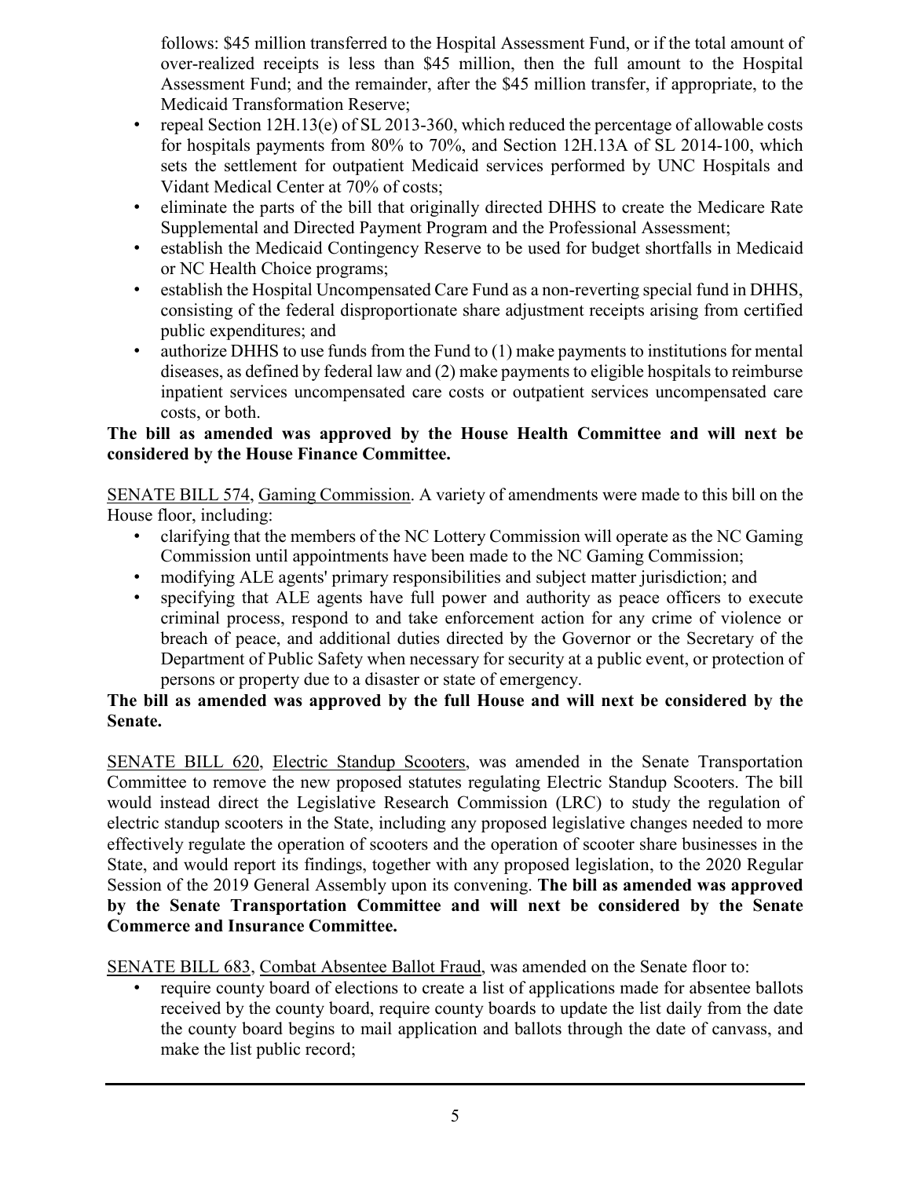follows: $45 million transferred to the Hospital Assessment Fund, or if the total amount of over-realized receipts is less than $45 million, then the full amount to the Hospital Assessment Fund; and the remainder, after the $45 million transfer, if appropriate, to the Medicaid Transformation Reserve;

- repeal Section 12H.13(e) of SL 2013-360, which reduced the percentage of allowable costs for hospitals payments from 80% to 70%, and Section 12H.13A of SL 2014-100, which sets the settlement for outpatient Medicaid services performed by UNC Hospitals and Vidant Medical Center at 70% of costs;
- eliminate the parts of the bill that originally directed DHHS to create the Medicare Rate Supplemental and Directed Payment Program and the Professional Assessment;
- establish the Medicaid Contingency Reserve to be used for budget shortfalls in Medicaid or NC Health Choice programs;
- establish the Hospital Uncompensated Care Fund as a non-reverting special fund in DHHS, consisting of the federal disproportionate share adjustment receipts arising from certified public expenditures; and
- authorize DHHS to use funds from the Fund to (1) make payments to institutions for mental diseases, as defined by federal law and (2) make payments to eligible hospitals to reimburse inpatient services uncompensated care costs or outpatient services uncompensated care costs, or both.

**The bill as amended was approved by the House Health Committee and will next be considered by the House Finance Committee.**

SENATE BILL 574, Gaming Commission. A variety of amendments were made to this bill on the House floor, including:

- clarifying that the members of the NC Lottery Commission will operate as the NC Gaming Commission until appointments have been made to the NC Gaming Commission;
- modifying ALE agents' primary responsibilities and subject matter jurisdiction; and
- specifying that ALE agents have full power and authority as peace officers to execute criminal process, respond to and take enforcement action for any crime of violence or breach of peace, and additional duties directed by the Governor or the Secretary of the Department of Public Safety when necessary for security at a public event, or protection of persons or property due to a disaster or state of emergency.

**The bill as amended was approved by the full House and will next be considered by the Senate.**

SENATE BILL 620, Electric Standup Scooters, was amended in the Senate Transportation Committee to remove the new proposed statutes regulating Electric Standup Scooters. The bill would instead direct the Legislative Research Commission (LRC) to study the regulation of electric standup scooters in the State, including any proposed legislative changes needed to more effectively regulate the operation of scooters and the operation of scooter share businesses in the State, and would report its findings, together with any proposed legislation, to the 2020 Regular Session of the 2019 General Assembly upon its convening. **The bill as amended was approved by the Senate Transportation Committee and will next be considered by the Senate Commerce and Insurance Committee.**

SENATE BILL 683, Combat Absentee Ballot Fraud, was amended on the Senate floor to:

- require county board of elections to create a list of applications made for absentee ballots received by the county board, require county boards to update the list daily from the date the county board begins to mail application and ballots through the date of canvass, and make the list public record;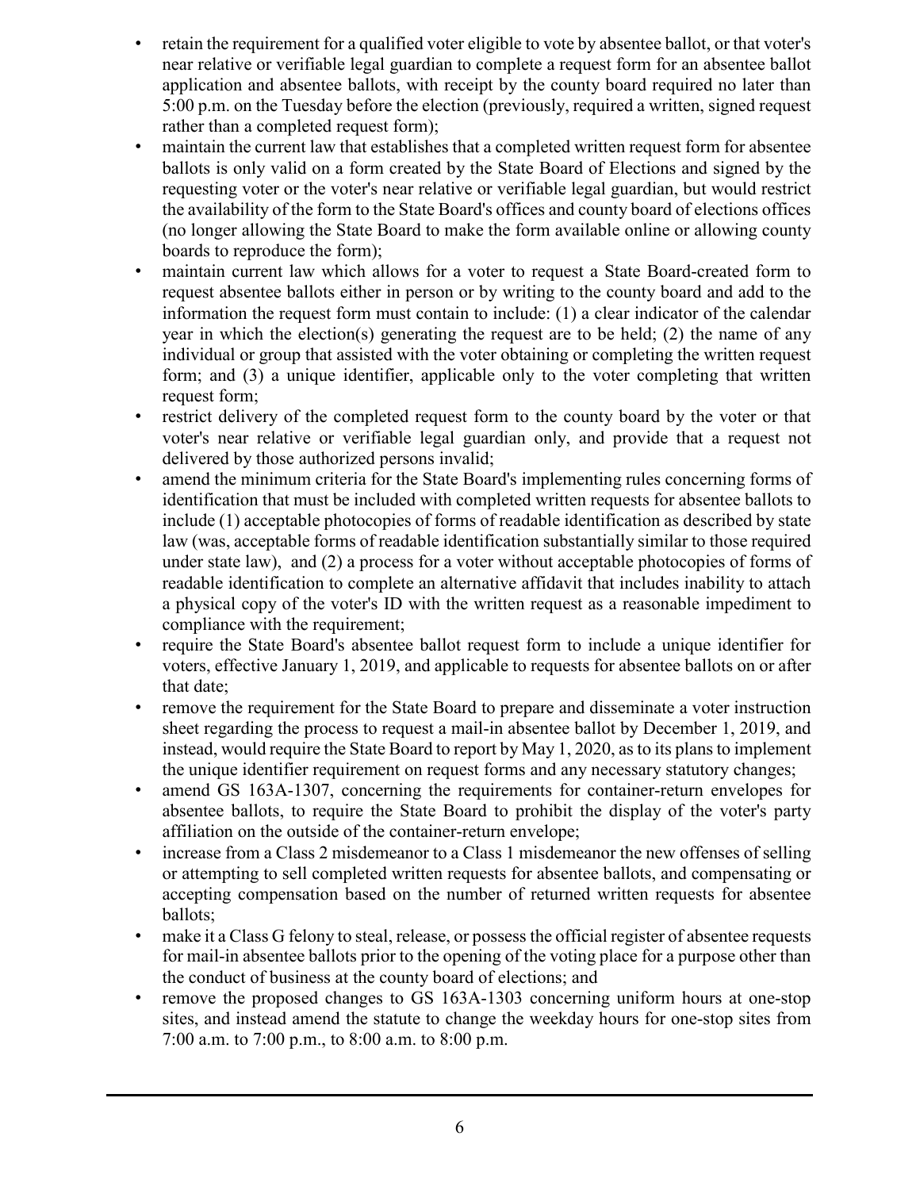- retain the requirement for a qualified voter eligible to vote by absentee ballot, or that voter's near relative or verifiable legal guardian to complete a request form for an absentee ballot application and absentee ballots, with receipt by the county board required no later than 5:00 p.m. on the Tuesday before the election (previously, required a written, signed request rather than a completed request form);
- maintain the current law that establishes that a completed written request form for absentee ballots is only valid on a form created by the State Board of Elections and signed by the requesting voter or the voter's near relative or verifiable legal guardian, but would restrict the availability of the form to the State Board's offices and county board of elections offices (no longer allowing the State Board to make the form available online or allowing county boards to reproduce the form);
- maintain current law which allows for a voter to request a State Board-created form to request absentee ballots either in person or by writing to the county board and add to the information the request form must contain to include: (1) a clear indicator of the calendar year in which the election(s) generating the request are to be held; (2) the name of any individual or group that assisted with the voter obtaining or completing the written request form; and (3) a unique identifier, applicable only to the voter completing that written request form;
- restrict delivery of the completed request form to the county board by the voter or that voter's near relative or verifiable legal guardian only, and provide that a request not delivered by those authorized persons invalid;
- amend the minimum criteria for the State Board's implementing rules concerning forms of identification that must be included with completed written requests for absentee ballots to include (1) acceptable photocopies of forms of readable identification as described by state law (was, acceptable forms of readable identification substantially similar to those required under state law), and (2) a process for a voter without acceptable photocopies of forms of readable identification to complete an alternative affidavit that includes inability to attach a physical copy of the voter's ID with the written request as a reasonable impediment to compliance with the requirement;
- require the State Board's absentee ballot request form to include a unique identifier for voters, effective January 1, 2019, and applicable to requests for absentee ballots on or after that date;
- remove the requirement for the State Board to prepare and disseminate a voter instruction sheet regarding the process to request a mail-in absentee ballot by December 1, 2019, and instead, would require the State Board to report by May 1, 2020, as to its plans to implement the unique identifier requirement on request forms and any necessary statutory changes;
- amend GS 163A-1307, concerning the requirements for container-return envelopes for absentee ballots, to require the State Board to prohibit the display of the voter's party affiliation on the outside of the container-return envelope;
- increase from a Class 2 misdemeanor to a Class 1 misdemeanor the new offenses of selling or attempting to sell completed written requests for absentee ballots, and compensating or accepting compensation based on the number of returned written requests for absentee ballots;
- make it a Class G felony to steal, release, or possess the official register of absentee requests for mail-in absentee ballots prior to the opening of the voting place for a purpose other than the conduct of business at the county board of elections; and
- remove the proposed changes to GS 163A-1303 concerning uniform hours at one-stop sites, and instead amend the statute to change the weekday hours for one-stop sites from 7:00 a.m. to 7:00 p.m., to 8:00 a.m. to 8:00 p.m.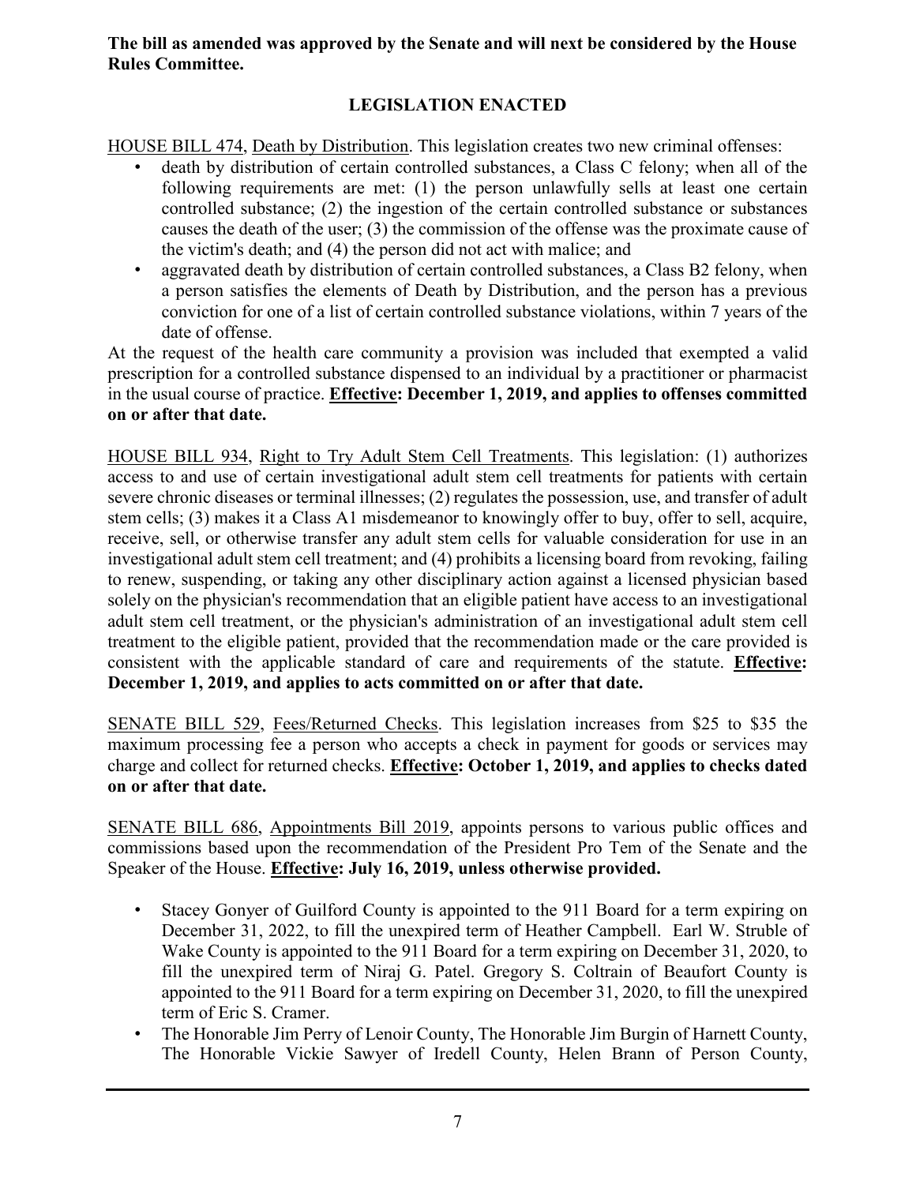**The bill as amended was approved by the Senate and will next be considered by the House Rules Committee.**

## LEGISLATION ENACTED

HOUSE BILL 474, Death by Distribution. This legislation creates two new criminal offenses:

- death by distribution of certain controlled substances, a Class C felony; when all of the following requirements are met: (1) the person unlawfully sells at least one certain controlled substance; (2) the ingestion of the certain controlled substance or substances causes the death of the user; (3) the commission of the offense was the proximate cause of the victim's death; and (4) the person did not act with malice; and
- aggravated death by distribution of certain controlled substances, a Class B2 felony, when a person satisfies the elements of Death by Distribution, and the person has a previous conviction for one of a list of certain controlled substance violations, within 7 years of the date of offense.

At the request of the health care community a provision was included that exempted a valid prescription for a controlled substance dispensed to an individual by a practitioner or pharmacist in the usual course of practice. **Effective: December 1, 2019, and applies to offenses committed on or after that date.**

HOUSE BILL 934, Right to Try Adult Stem Cell Treatments. This legislation: (1) authorizes access to and use of certain investigational adult stem cell treatments for patients with certain severe chronic diseases or terminal illnesses; (2) regulates the possession, use, and transfer of adult stem cells; (3) makes it a Class A1 misdemeanor to knowingly offer to buy, offer to sell, acquire, receive, sell, or otherwise transfer any adult stem cells for valuable consideration for use in an investigational adult stem cell treatment; and (4) prohibits a licensing board from revoking, failing to renew, suspending, or taking any other disciplinary action against a licensed physician based solely on the physician's recommendation that an eligible patient have access to an investigational adult stem cell treatment, or the physician's administration of an investigational adult stem cell treatment to the eligible patient, provided that the recommendation made or the care provided is consistent with the applicable standard of care and requirements of the statute. **Effective: December 1, 2019, and applies to acts committed on or after that date.**

SENATE BILL 529, Fees/Returned Checks. This legislation increases from $25 to $35 the maximum processing fee a person who accepts a check in payment for goods or services may charge and collect for returned checks. **Effective: October 1, 2019, and applies to checks dated on or after that date.**

SENATE BILL 686, Appointments Bill 2019, appoints persons to various public offices and commissions based upon the recommendation of the President Pro Tem of the Senate and the Speaker of the House. **Effective: July 16, 2019, unless otherwise provided.**

- Stacey Gonyer of Guilford County is appointed to the 911 Board for a term expiring on December 31, 2022, to fill the unexpired term of Heather Campbell. Earl W. Struble of Wake County is appointed to the 911 Board for a term expiring on December 31, 2020, to fill the unexpired term of Niraj G. Patel. Gregory S. Coltrain of Beaufort County is appointed to the 911 Board for a term expiring on December 31, 2020, to fill the unexpired term of Eric S. Cramer.
- The Honorable Jim Perry of Lenoir County, The Honorable Jim Burgin of Harnett County, The Honorable Vickie Sawyer of Iredell County, Helen Brann of Person County,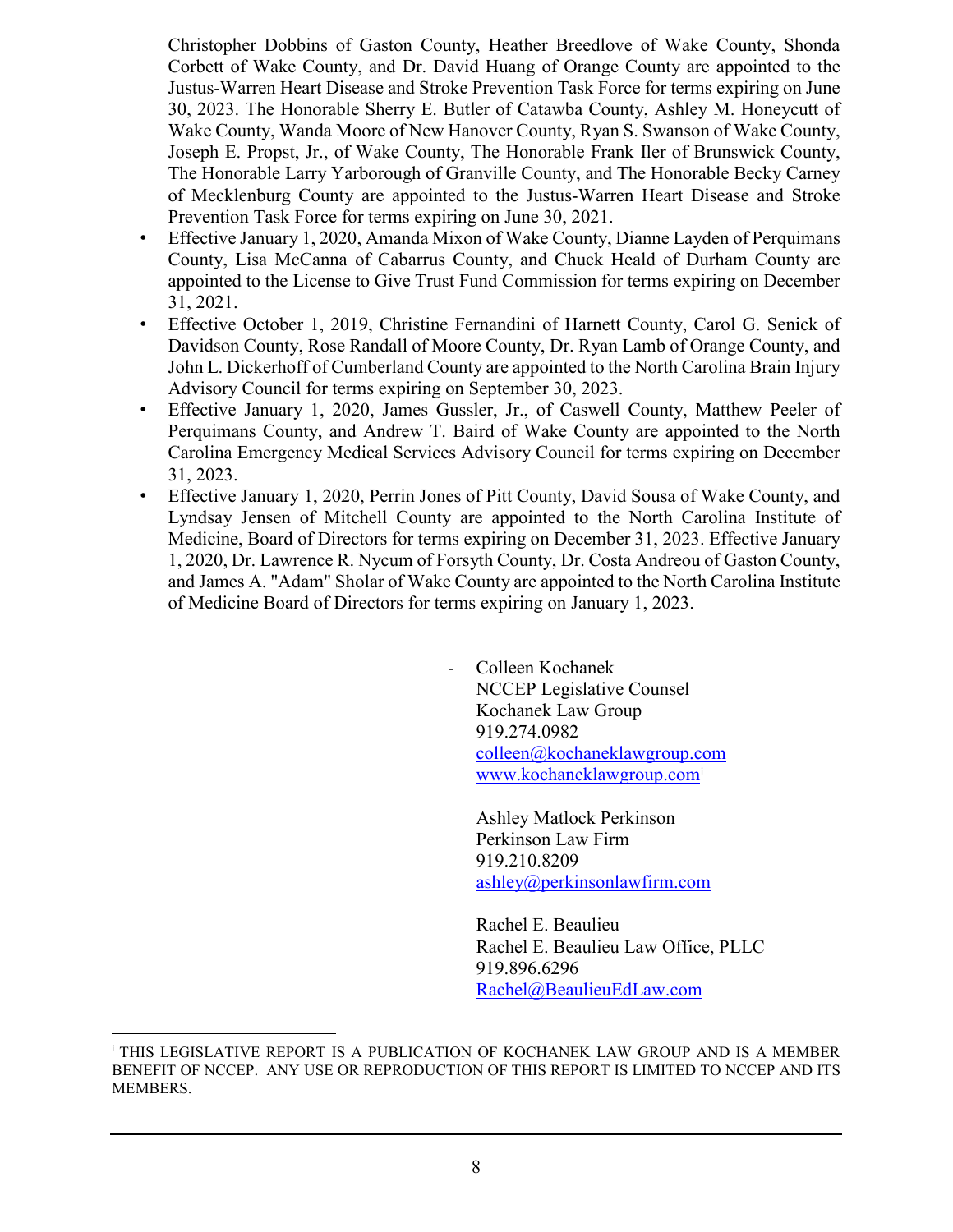Christopher Dobbins of Gaston County, Heather Breedlove of Wake County, Shonda Corbett of Wake County, and Dr. David Huang of Orange County are appointed to the Justus-Warren Heart Disease and Stroke Prevention Task Force for terms expiring on June 30, 2023. The Honorable Sherry E. Butler of Catawba County, Ashley M. Honeycutt of Wake County, Wanda Moore of New Hanover County, Ryan S. Swanson of Wake County, Joseph E. Propst, Jr., of Wake County, The Honorable Frank Iler of Brunswick County, The Honorable Larry Yarborough of Granville County, and The Honorable Becky Carney of Mecklenburg County are appointed to the Justus-Warren Heart Disease and Stroke Prevention Task Force for terms expiring on June 30, 2021.

- Effective January 1, 2020, Amanda Mixon of Wake County, Dianne Layden of Perquimans County, Lisa McCanna of Cabarrus County, and Chuck Heald of Durham County are appointed to the License to Give Trust Fund Commission for terms expiring on December 31, 2021.
- Effective October 1, 2019, Christine Fernandini of Harnett County, Carol G. Senick of Davidson County, Rose Randall of Moore County, Dr. Ryan Lamb of Orange County, and John L. Dickerhoff of Cumberland County are appointed to the North Carolina Brain Injury Advisory Council for terms expiring on September 30, 2023.
- Effective January 1, 2020, James Gussler, Jr., of Caswell County, Matthew Peeler of Perquimans County, and Andrew T. Baird of Wake County are appointed to the North Carolina Emergency Medical Services Advisory Council for terms expiring on December 31, 2023.
- Effective January 1, 2020, Perrin Jones of Pitt County, David Sousa of Wake County, and Lyndsay Jensen of Mitchell County are appointed to the North Carolina Institute of Medicine, Board of Directors for terms expiring on December 31, 2023. Effective January 1, 2020, Dr. Lawrence R. Nycum of Forsyth County, Dr. Costa Andreou of Gaston County, and James A. "Adam" Sholar of Wake County are appointed to the North Carolina Institute of Medicine Board of Directors for terms expiring on January 1, 2023.

\- Colleen Kochanek
NCCEP Legislative Counsel
Kochanek Law Group
919.274.0982
colleen@kochaneklawgroup.com
www.kochaneklawgroup.com[i]

Ashley Matlock Perkinson
Perkinson Law Firm
919.210.8209
ashley@perkinsonlawfirm.com

Rachel E. Beaulieu
Rachel E. Beaulieu Law Office, PLLC
919.896.6296
Rachel@BeaulieuEdLaw.com

[i] THIS LEGISLATIVE REPORT IS A PUBLICATION OF KOCHANEK LAW GROUP AND IS A MEMBER BENEFIT OF NCCEP. ANY USE OR REPRODUCTION OF THIS REPORT IS LIMITED TO NCCEP AND ITS MEMBERS.